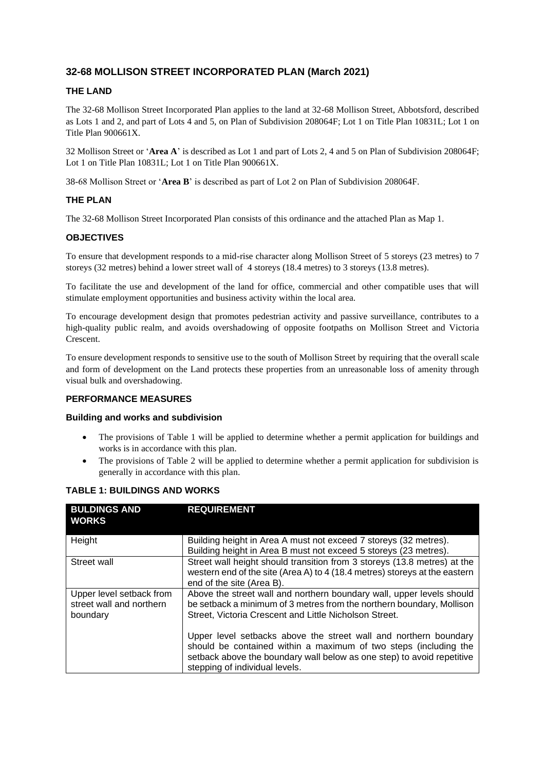## 32-68 MOLLISON STREET INCORPORATED PLAN (March 2021)

### THE LAND

The 32-68 Mollison Street Incorporated Plan applies to the land at 32-68 Mollison Street, Abbotsford, described as Lots 1 and 2, and part of Lots 4 and 5, on Plan of Subdivision 208064F; Lot 1 on Title Plan 10831L; Lot 1 on Title Plan 900661X.

32 Mollison Street or '**Area A**' is described as Lot 1 and part of Lots 2, 4 and 5 on Plan of Subdivision 208064F; Lot 1 on Title Plan 10831L; Lot 1 on Title Plan 900661X.

38-68 Mollison Street or '**Area B**' is described as part of Lot 2 on Plan of Subdivision 208064F.

### THE PLAN

The 32-68 Mollison Street Incorporated Plan consists of this ordinance and the attached Plan as Map 1.

### OBJECTIVES

To ensure that development responds to a mid-rise character along Mollison Street of 5 storeys (23 metres) to 7 storeys (32 metres) behind a lower street wall of 4 storeys (18.4 metres) to 3 storeys (13.8 metres).

To facilitate the use and development of the land for office, commercial and other compatible uses that will stimulate employment opportunities and business activity within the local area.

To encourage development design that promotes pedestrian activity and passive surveillance, contributes to a high-quality public realm, and avoids overshadowing of opposite footpaths on Mollison Street and Victoria Crescent.

To ensure development responds to sensitive use to the south of Mollison Street by requiring that the overall scale and form of development on the Land protects these properties from an unreasonable loss of amenity through visual bulk and overshadowing.

### PERFORMANCE MEASURES

#### Building and works and subdivision

- The provisions of Table 1 will be applied to determine whether a permit application for buildings and works is in accordance with this plan.
- The provisions of Table 2 will be applied to determine whether a permit application for subdivision is generally in accordance with this plan.

### TABLE 1: BUILDINGS AND WORKS

| BULDINGS AND WORKS | REQUIREMENT |
|---|---|
| Height | Building height in Area A must not exceed 7 storeys (32 metres).<br>Building height in Area B must not exceed 5 storeys (23 metres). |
| Street wall | Street wall height should transition from 3 storeys (13.8 metres) at the western end of the site (Area A) to 4 (18.4 metres) storeys at the eastern end of the site (Area B). |
| Upper level setback from street wall and northern boundary | Above the street wall and northern boundary wall, upper levels should be setback a minimum of 3 metres from the northern boundary, Mollison Street, Victoria Crescent and Little Nicholson Street.<br><br>Upper level setbacks above the street wall and northern boundary should be contained within a maximum of two steps (including the setback above the boundary wall below as one step) to avoid repetitive stepping of individual levels. |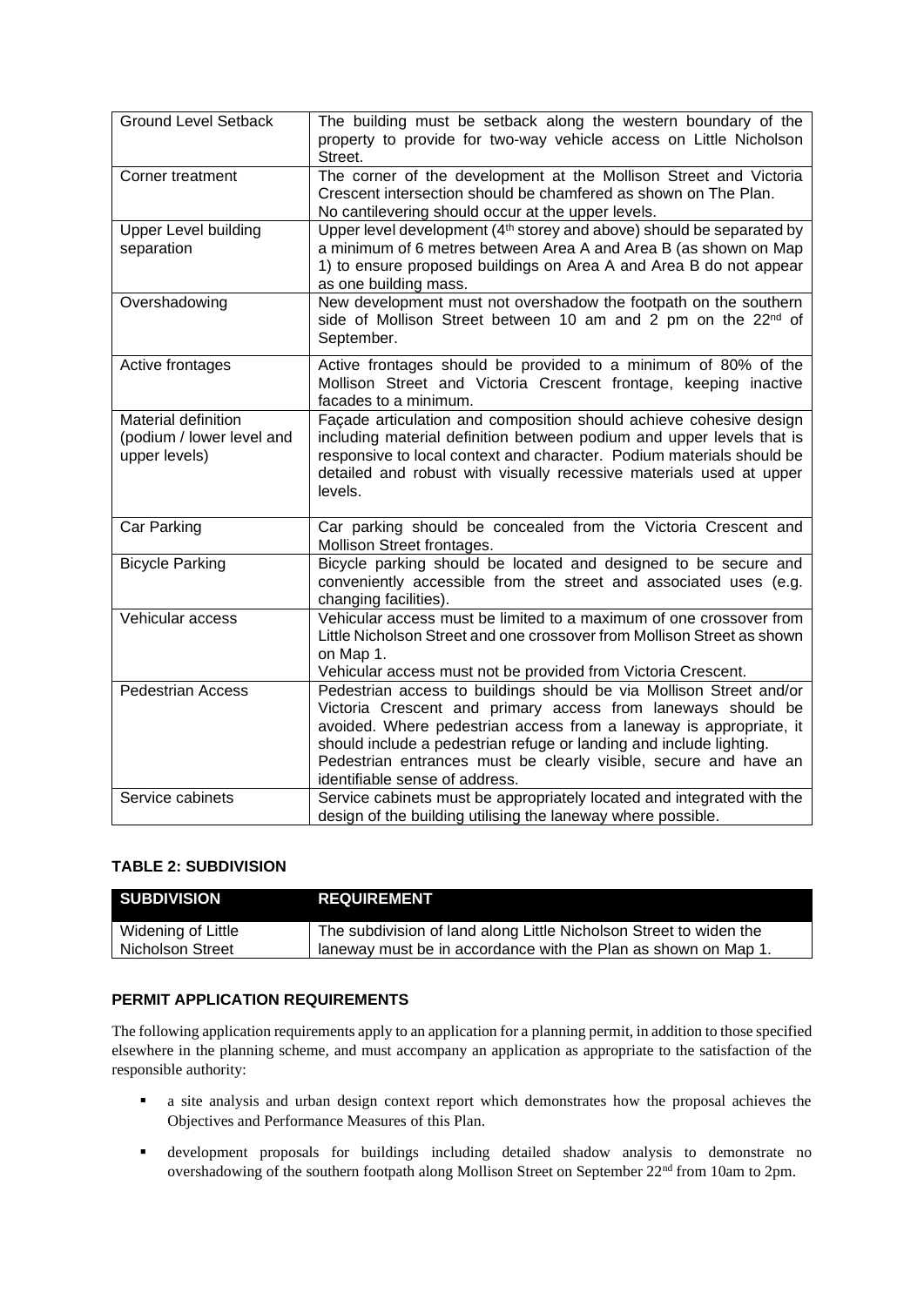| | |
|---|---|
| Ground Level Setback | The building must be setback along the western boundary of the property to provide for two-way vehicle access on Little Nicholson Street. |
| Corner treatment | The corner of the development at the Mollison Street and Victoria Crescent intersection should be chamfered as shown on The Plan. No cantilevering should occur at the upper levels. |
| Upper Level building separation | Upper level development (4th storey and above) should be separated by a minimum of 6 metres between Area A and Area B (as shown on Map 1) to ensure proposed buildings on Area A and Area B do not appear as one building mass. |
| Overshadowing | New development must not overshadow the footpath on the southern side of Mollison Street between 10 am and 2 pm on the 22nd of September. |
| Active frontages | Active frontages should be provided to a minimum of 80% of the Mollison Street and Victoria Crescent frontage, keeping inactive facades to a minimum. |
| Material definition (podium / lower level and upper levels) | Façade articulation and composition should achieve cohesive design including material definition between podium and upper levels that is responsive to local context and character. Podium materials should be detailed and robust with visually recessive materials used at upper levels. |
| Car Parking | Car parking should be concealed from the Victoria Crescent and Mollison Street frontages. |
| Bicycle Parking | Bicycle parking should be located and designed to be secure and conveniently accessible from the street and associated uses (e.g. changing facilities). |
| Vehicular access | Vehicular access must be limited to a maximum of one crossover from Little Nicholson Street and one crossover from Mollison Street as shown on Map 1. Vehicular access must not be provided from Victoria Crescent. |
| Pedestrian Access | Pedestrian access to buildings should be via Mollison Street and/or Victoria Crescent and primary access from laneways should be avoided. Where pedestrian access from a laneway is appropriate, it should include a pedestrian refuge or landing and include lighting. Pedestrian entrances must be clearly visible, secure and have an identifiable sense of address. |
| Service cabinets | Service cabinets must be appropriately located and integrated with the design of the building utilising the laneway where possible. |

**TABLE 2: SUBDIVISION**

| SUBDIVISION | REQUIREMENT |
|---|---|
| Widening of Little Nicholson Street | The subdivision of land along Little Nicholson Street to widen the laneway must be in accordance with the Plan as shown on Map 1. |

**PERMIT APPLICATION REQUIREMENTS**

The following application requirements apply to an application for a planning permit, in addition to those specified elsewhere in the planning scheme, and must accompany an application as appropriate to the satisfaction of the responsible authority:

- a site analysis and urban design context report which demonstrates how the proposal achieves the Objectives and Performance Measures of this Plan.
- development proposals for buildings including detailed shadow analysis to demonstrate no overshadowing of the southern footpath along Mollison Street on September 22nd from 10am to 2pm.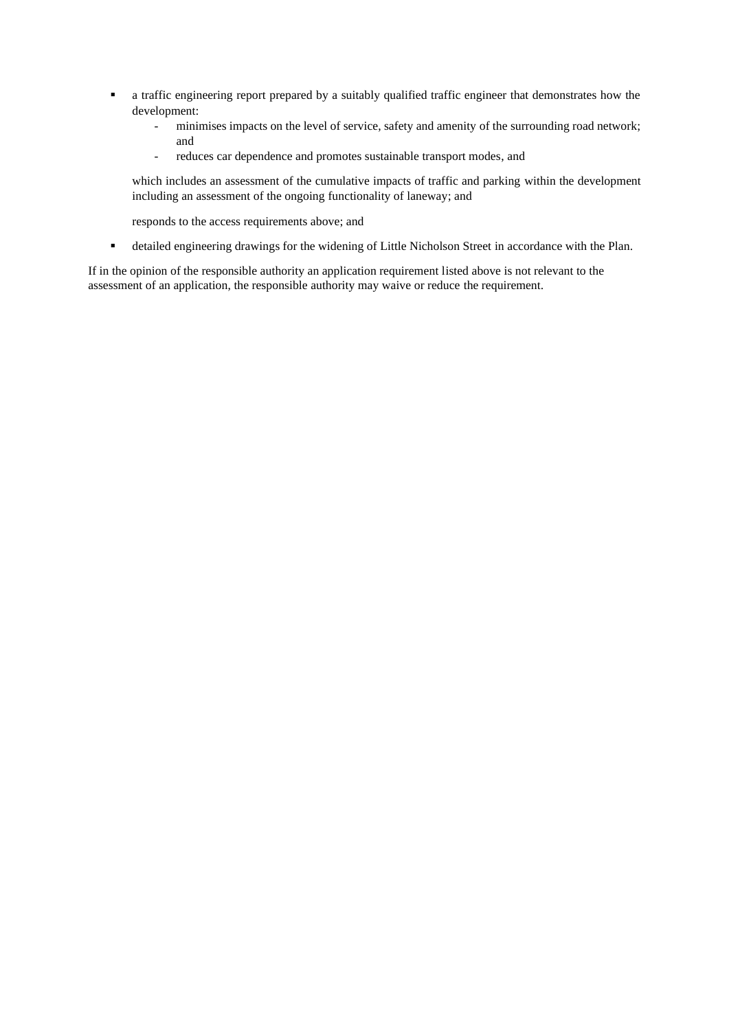- a traffic engineering report prepared by a suitably qualified traffic engineer that demonstrates how the development:
  - minimises impacts on the level of service, safety and amenity of the surrounding road network; and
  - reduces car dependence and promotes sustainable transport modes, and

  which includes an assessment of the cumulative impacts of traffic and parking within the development including an assessment of the ongoing functionality of laneway; and

  responds to the access requirements above; and

- detailed engineering drawings for the widening of Little Nicholson Street in accordance with the Plan.

If in the opinion of the responsible authority an application requirement listed above is not relevant to the assessment of an application, the responsible authority may waive or reduce the requirement.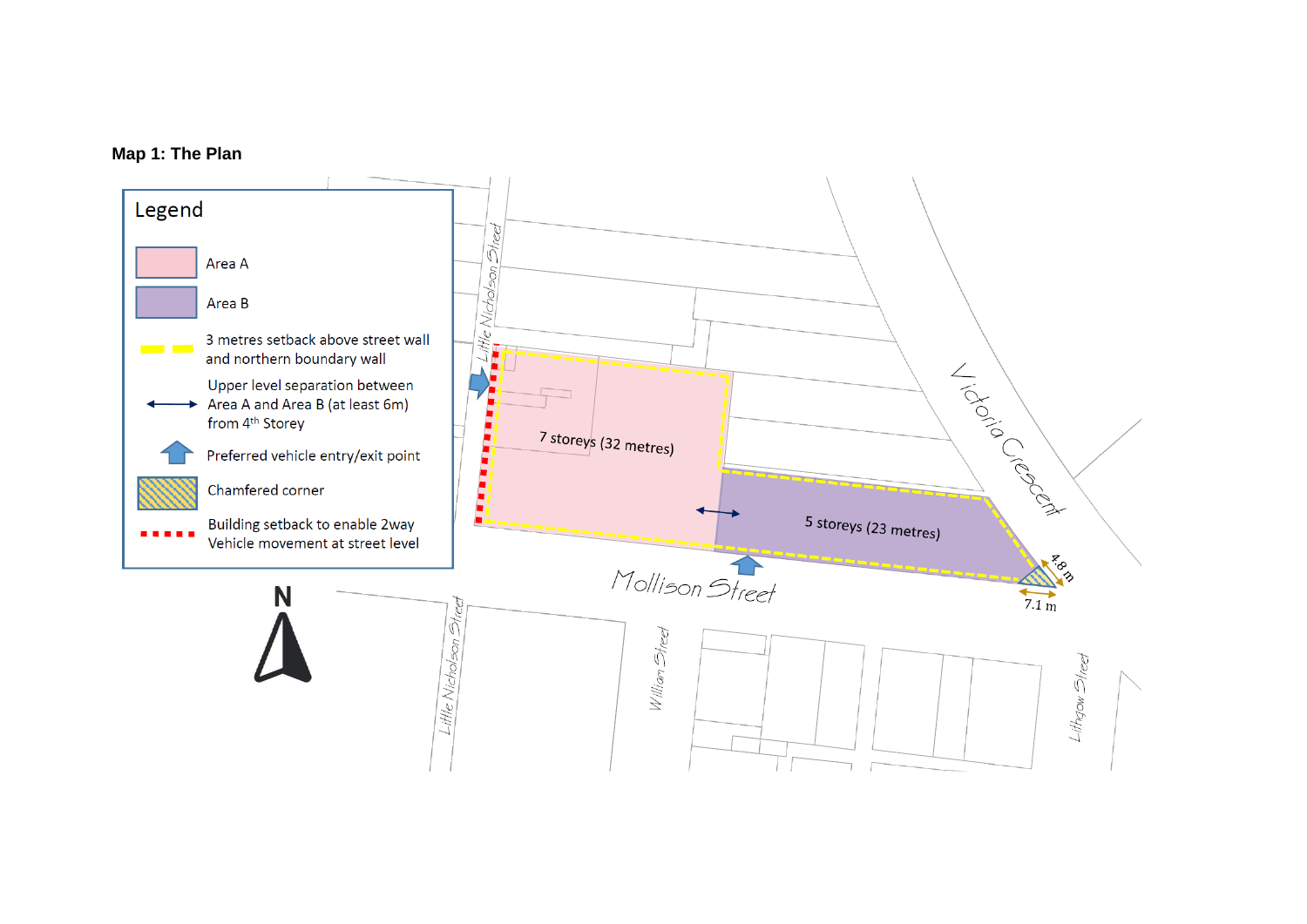**Map 1: The Plan**

Legend

Area A

Area B

3 metres setback above street wall and northern boundary wall

Upper level separation between Area A and Area B (at least 6m) from 4th Storey

Preferred vehicle entry/exit point

Chamfered corner

Building setback to enable 2way Vehicle movement at street level

N

Little Nicholson Street

7 storeys (32 metres)

5 storeys (23 metres)

Victoria Crescent

4.8 m

7.1 m

Mollison Street

Little Nicholson Street

William Street

Lithgow Street